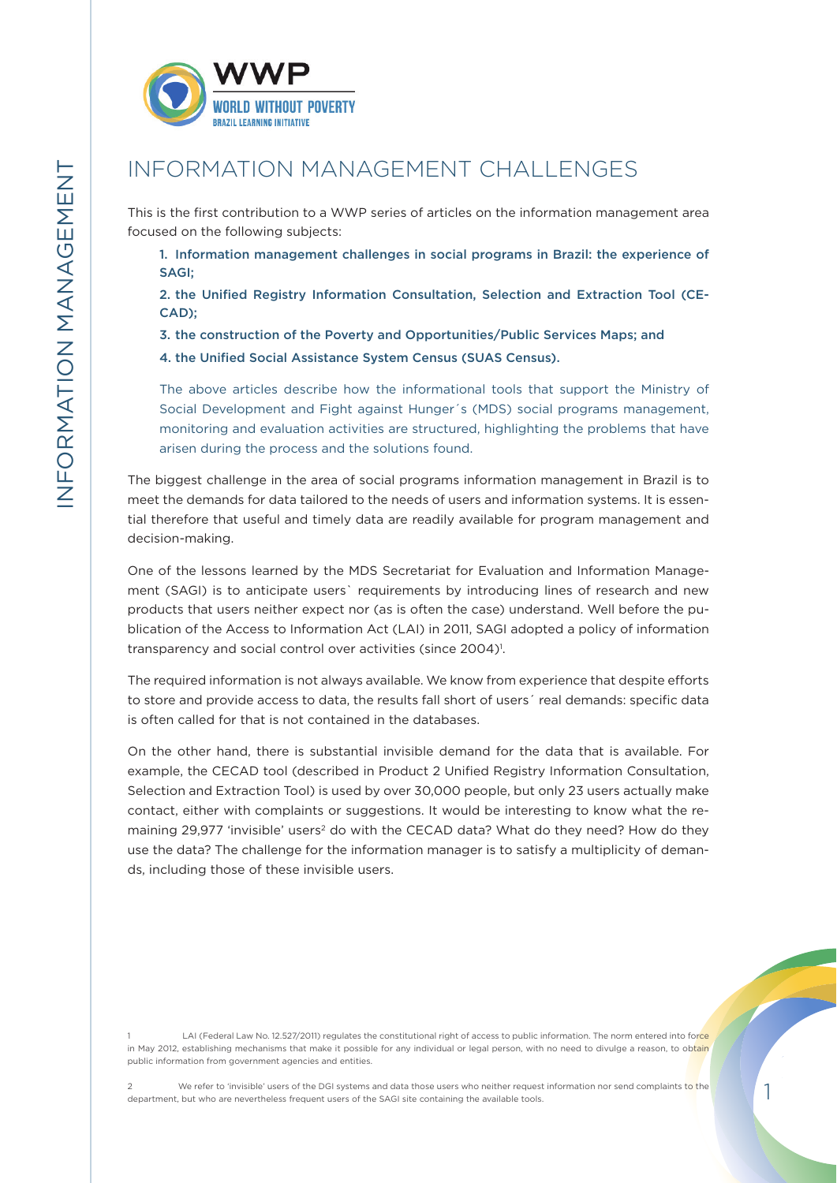# INFORMATION MANAGEMENT CHALLENGES

This is the first contribution to a WWP series of articles on the information management area focused on the following subjects:

1. Information management challenges in social programs in Brazil: the experience of SAGI;
2. the Unified Registry Information Consultation, Selection and Extraction Tool (CECAD);
3. the construction of the Poverty and Opportunities/Public Services Maps; and
4. the Unified Social Assistance System Census (SUAS Census).

The above articles describe how the informational tools that support the Ministry of Social Development and Fight against Hunger´s (MDS) social programs management, monitoring and evaluation activities are structured, highlighting the problems that have arisen during the process and the solutions found.

The biggest challenge in the area of social programs information management in Brazil is to meet the demands for data tailored to the needs of users and information systems. It is essential therefore that useful and timely data are readily available for program management and decision-making.

One of the lessons learned by the MDS Secretariat for Evaluation and Information Management (SAGI) is to anticipate users` requirements by introducing lines of research and new products that users neither expect nor (as is often the case) understand. Well before the publication of the Access to Information Act (LAI) in 2011, SAGI adopted a policy of information transparency and social control over activities (since 2004)[1].

The required information is not always available. We know from experience that despite efforts to store and provide access to data, the results fall short of users´ real demands: specific data is often called for that is not contained in the databases.

On the other hand, there is substantial invisible demand for the data that is available. For example, the CECAD tool (described in Product 2 Unified Registry Information Consultation, Selection and Extraction Tool) is used by over 30,000 people, but only 23 users actually make contact, either with complaints or suggestions. It would be interesting to know what the remaining 29,977 'invisible' users[2] do with the CECAD data? What do they need? How do they use the data? The challenge for the information manager is to satisfy a multiplicity of demands, including those of these invisible users.

---

1 LAI (Federal Law No. 12.527/2011) regulates the constitutional right of access to public information. The norm entered into force in May 2012, establishing mechanisms that make it possible for any individual or legal person, with no need to divulge a reason, to obtain public information from government agencies and entities.

2 We refer to 'invisible' users of the DGI systems and data those users who neither request information nor send complaints to the department, but who are nevertheless frequent users of the SAGI site containing the available tools.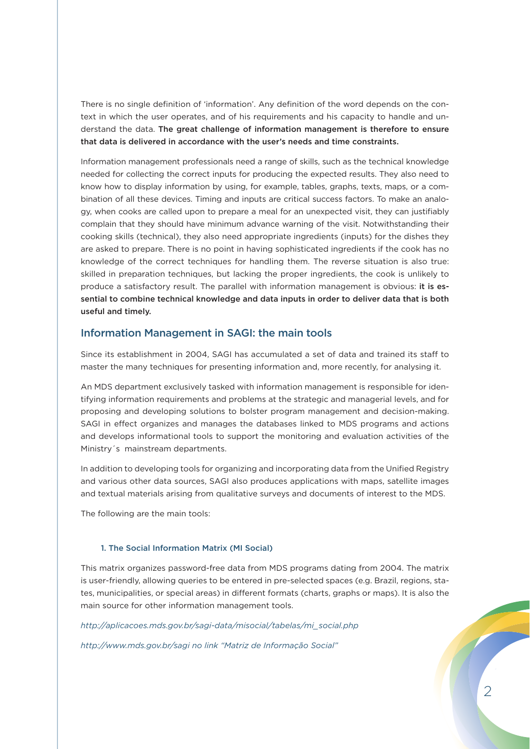There is no single definition of 'information'. Any definition of the word depends on the context in which the user operates, and of his requirements and his capacity to handle and understand the data. **The great challenge of information management is therefore to ensure that data is delivered in accordance with the user's needs and time constraints.**

Information management professionals need a range of skills, such as the technical knowledge needed for collecting the correct inputs for producing the expected results. They also need to know how to display information by using, for example, tables, graphs, texts, maps, or a combination of all these devices. Timing and inputs are critical success factors. To make an analogy, when cooks are called upon to prepare a meal for an unexpected visit, they can justifiably complain that they should have minimum advance warning of the visit. Notwithstanding their cooking skills (technical), they also need appropriate ingredients (inputs) for the dishes they are asked to prepare. There is no point in having sophisticated ingredients if the cook has no knowledge of the correct techniques for handling them. The reverse situation is also true: skilled in preparation techniques, but lacking the proper ingredients, the cook is unlikely to produce a satisfactory result. The parallel with information management is obvious: **it is essential to combine technical knowledge and data inputs in order to deliver data that is both useful and timely.**

## Information Management in SAGI: the main tools

Since its establishment in 2004, SAGI has accumulated a set of data and trained its staff to master the many techniques for presenting information and, more recently, for analysing it.

An MDS department exclusively tasked with information management is responsible for identifying information requirements and problems at the strategic and managerial levels, and for proposing and developing solutions to bolster program management and decision-making. SAGI in effect organizes and manages the databases linked to MDS programs and actions and develops informational tools to support the monitoring and evaluation activities of the Ministry´s mainstream departments.

In addition to developing tools for organizing and incorporating data from the Unified Registry and various other data sources, SAGI also produces applications with maps, satellite images and textual materials arising from qualitative surveys and documents of interest to the MDS.

The following are the main tools:

### 1. The Social Information Matrix (MI Social)

This matrix organizes password-free data from MDS programs dating from 2004. The matrix is user-friendly, allowing queries to be entered in pre-selected spaces (e.g. Brazil, regions, states, municipalities, or special areas) in different formats (charts, graphs or maps). It is also the main source for other information management tools.

*http://aplicacoes.mds.gov.br/sagi-data/misocial/tabelas/mi_social.php*

*http://www.mds.gov.br/sagi no link "Matriz de Informação Social"*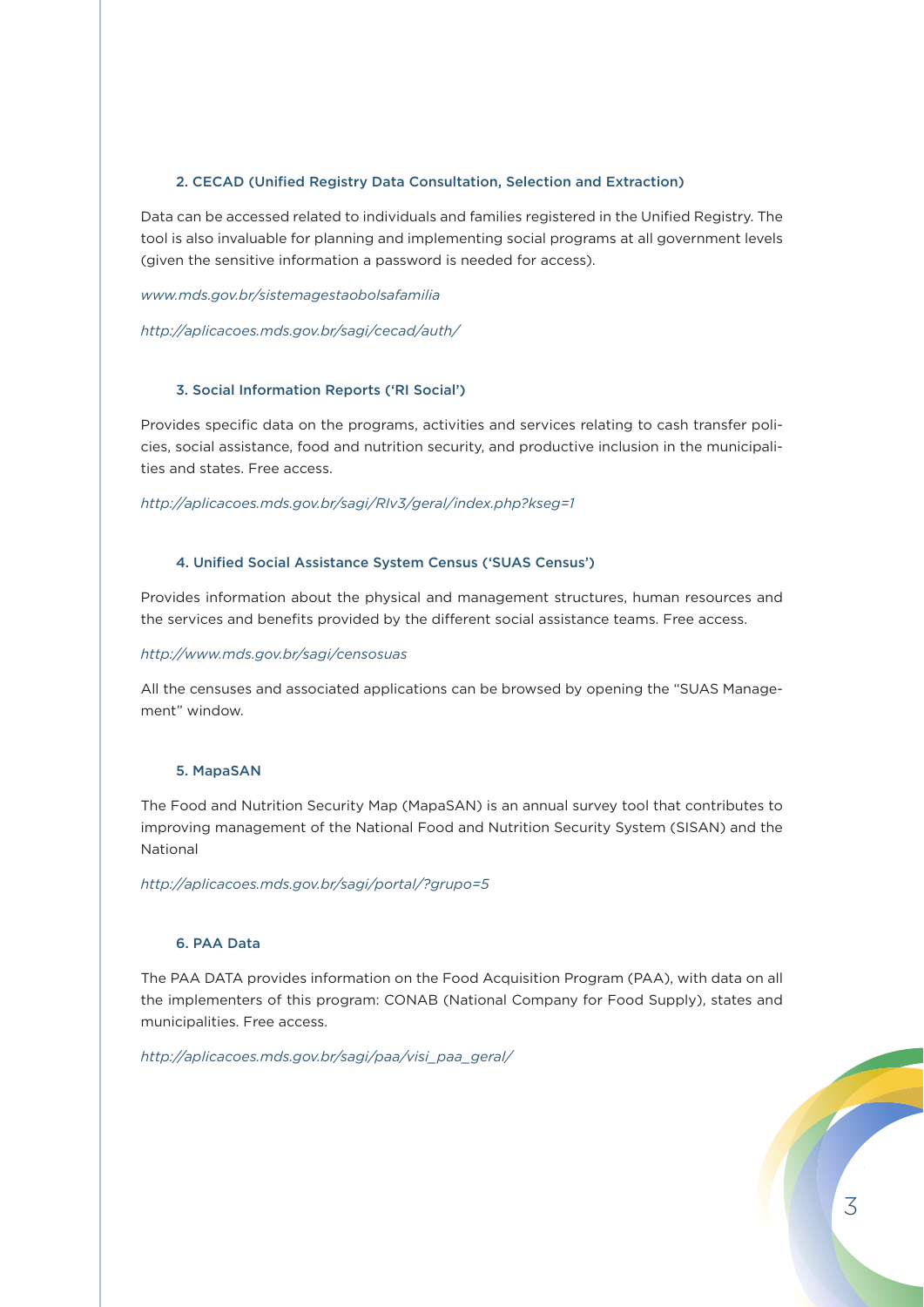### 2. CECAD (Unified Registry Data Consultation, Selection and Extraction)

Data can be accessed related to individuals and families registered in the Unified Registry. The tool is also invaluable for planning and implementing social programs at all government levels (given the sensitive information a password is needed for access).

*www.mds.gov.br/sistemagestaobolsafamilia*

*http://aplicacoes.mds.gov.br/sagi/cecad/auth/*

### 3. Social Information Reports ('RI Social')

Provides specific data on the programs, activities and services relating to cash transfer policies, social assistance, food and nutrition security, and productive inclusion in the municipalities and states. Free access.

*http://aplicacoes.mds.gov.br/sagi/RIv3/geral/index.php?kseg=1*

### 4. Unified Social Assistance System Census ('SUAS Census')

Provides information about the physical and management structures, human resources and the services and benefits provided by the different social assistance teams. Free access.

*http://www.mds.gov.br/sagi/censosuas*

All the censuses and associated applications can be browsed by opening the "SUAS Management" window.

### 5. MapaSAN

The Food and Nutrition Security Map (MapaSAN) is an annual survey tool that contributes to improving management of the National Food and Nutrition Security System (SISAN) and the National

*http://aplicacoes.mds.gov.br/sagi/portal/?grupo=5*

### 6. PAA Data

The PAA DATA provides information on the Food Acquisition Program (PAA), with data on all the implementers of this program: CONAB (National Company for Food Supply), states and municipalities. Free access.

*http://aplicacoes.mds.gov.br/sagi/paa/visi_paa_geral/*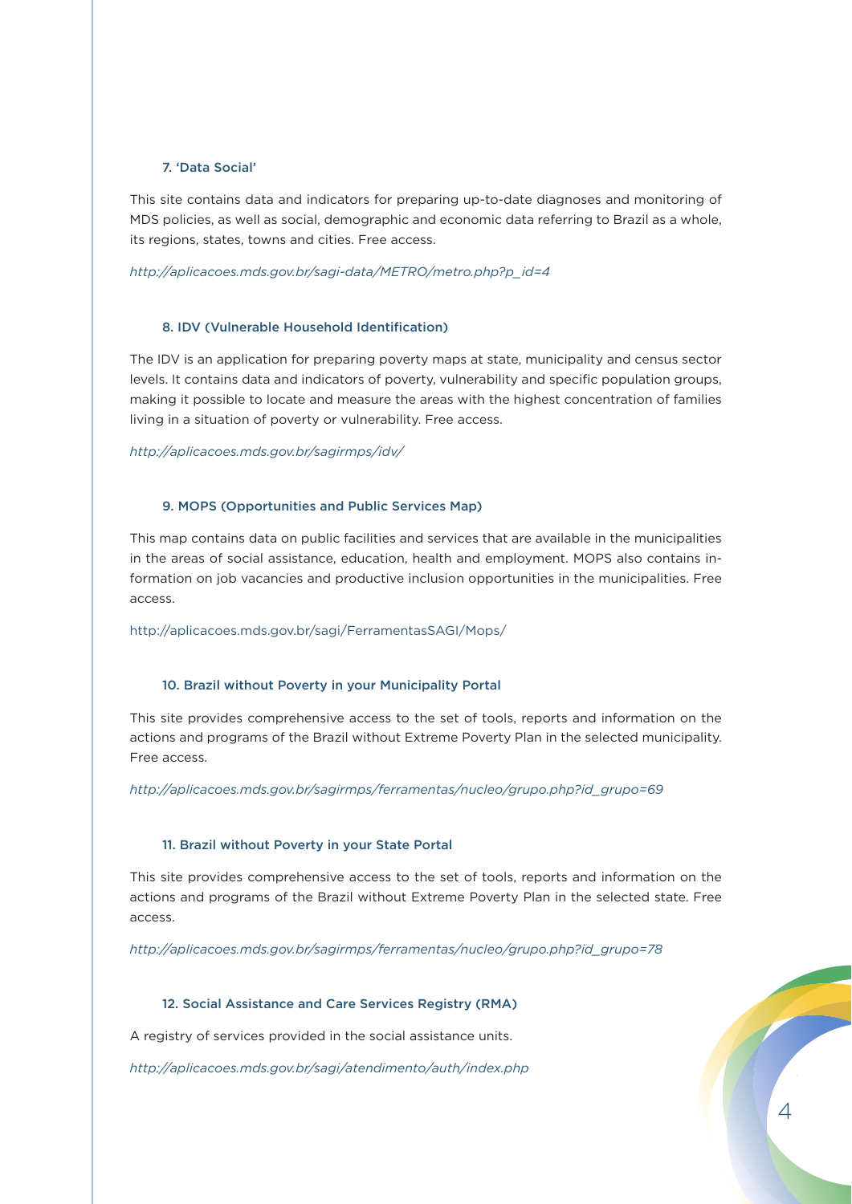### 7. 'Data Social'

This site contains data and indicators for preparing up-to-date diagnoses and monitoring of MDS policies, as well as social, demographic and economic data referring to Brazil as a whole, its regions, states, towns and cities. Free access.

*http://aplicacoes.mds.gov.br/sagi-data/METRO/metro.php?p_id=4*

### 8. IDV (Vulnerable Household Identification)

The IDV is an application for preparing poverty maps at state, municipality and census sector levels. It contains data and indicators of poverty, vulnerability and specific population groups, making it possible to locate and measure the areas with the highest concentration of families living in a situation of poverty or vulnerability. Free access.

*http://aplicacoes.mds.gov.br/sagirmps/idv/*

### 9. MOPS (Opportunities and Public Services Map)

This map contains data on public facilities and services that are available in the municipalities in the areas of social assistance, education, health and employment. MOPS also contains information on job vacancies and productive inclusion opportunities in the municipalities. Free access.

http://aplicacoes.mds.gov.br/sagi/FerramentasSAGI/Mops/

### 10. Brazil without Poverty in your Municipality Portal

This site provides comprehensive access to the set of tools, reports and information on the actions and programs of the Brazil without Extreme Poverty Plan in the selected municipality. Free access.

*http://aplicacoes.mds.gov.br/sagirmps/ferramentas/nucleo/grupo.php?id_grupo=69*

### 11. Brazil without Poverty in your State Portal

This site provides comprehensive access to the set of tools, reports and information on the actions and programs of the Brazil without Extreme Poverty Plan in the selected state. Free access.

*http://aplicacoes.mds.gov.br/sagirmps/ferramentas/nucleo/grupo.php?id_grupo=78*

### 12. Social Assistance and Care Services Registry (RMA)

A registry of services provided in the social assistance units.

*http://aplicacoes.mds.gov.br/sagi/atendimento/auth/index.php*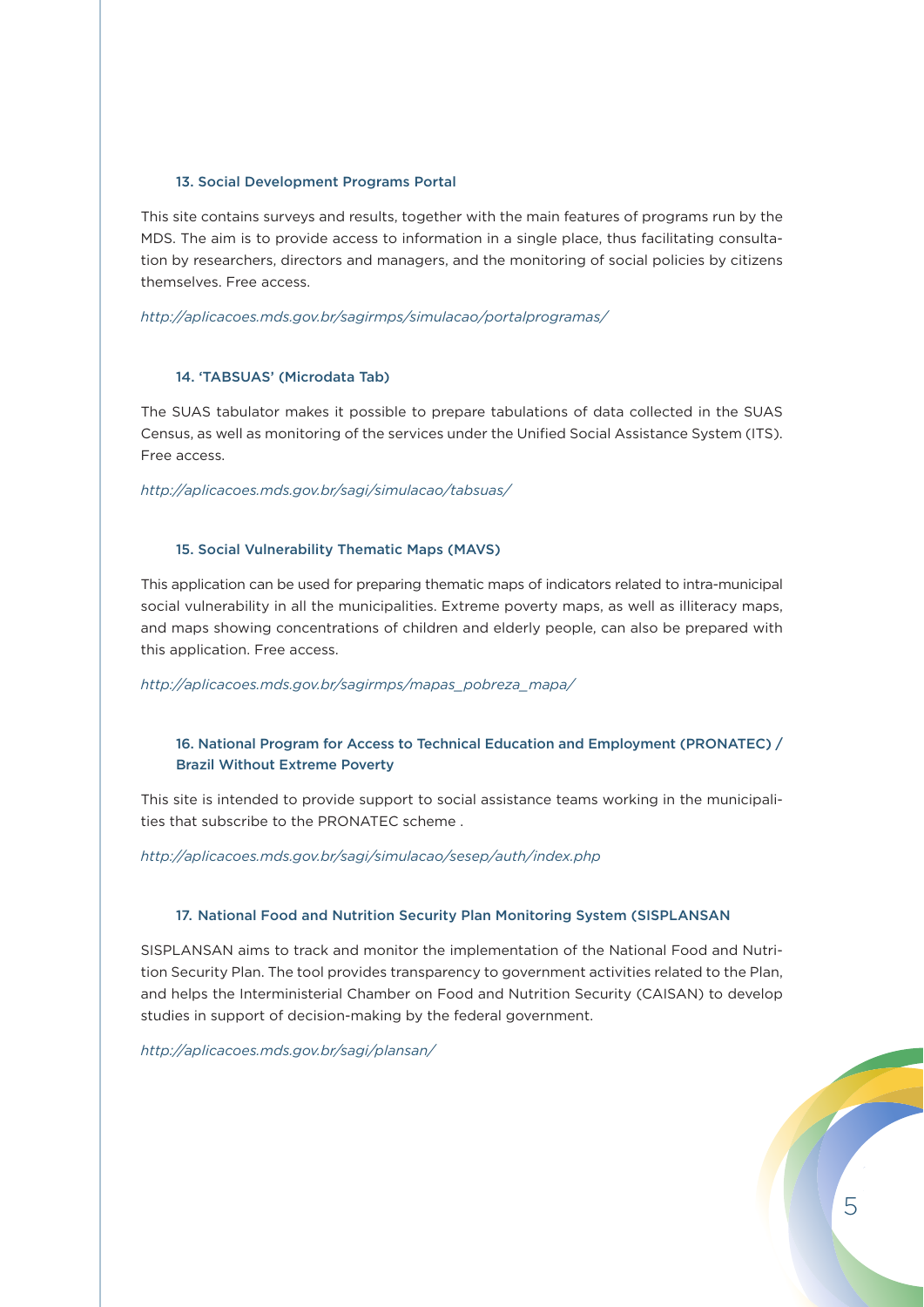### 13. Social Development Programs Portal

This site contains surveys and results, together with the main features of programs run by the MDS. The aim is to provide access to information in a single place, thus facilitating consultation by researchers, directors and managers, and the monitoring of social policies by citizens themselves. Free access.

*http://aplicacoes.mds.gov.br/sagirmps/simulacao/portalprogramas/*

### 14. 'TABSUAS' (Microdata Tab)

The SUAS tabulator makes it possible to prepare tabulations of data collected in the SUAS Census, as well as monitoring of the services under the Unified Social Assistance System (ITS). Free access.

*http://aplicacoes.mds.gov.br/sagi/simulacao/tabsuas/*

### 15. Social Vulnerability Thematic Maps (MAVS)

This application can be used for preparing thematic maps of indicators related to intra-municipal social vulnerability in all the municipalities. Extreme poverty maps, as well as illiteracy maps, and maps showing concentrations of children and elderly people, can also be prepared with this application. Free access.

*http://aplicacoes.mds.gov.br/sagirmps/mapas_pobreza_mapa/*

### 16. National Program for Access to Technical Education and Employment (PRONATEC) / Brazil Without Extreme Poverty

This site is intended to provide support to social assistance teams working in the municipalities that subscribe to the PRONATEC scheme .

*http://aplicacoes.mds.gov.br/sagi/simulacao/sesep/auth/index.php*

### 17. National Food and Nutrition Security Plan Monitoring System (SISPLANSAN

SISPLANSAN aims to track and monitor the implementation of the National Food and Nutrition Security Plan. The tool provides transparency to government activities related to the Plan, and helps the Interministerial Chamber on Food and Nutrition Security (CAISAN) to develop studies in support of decision-making by the federal government.

*http://aplicacoes.mds.gov.br/sagi/plansan/*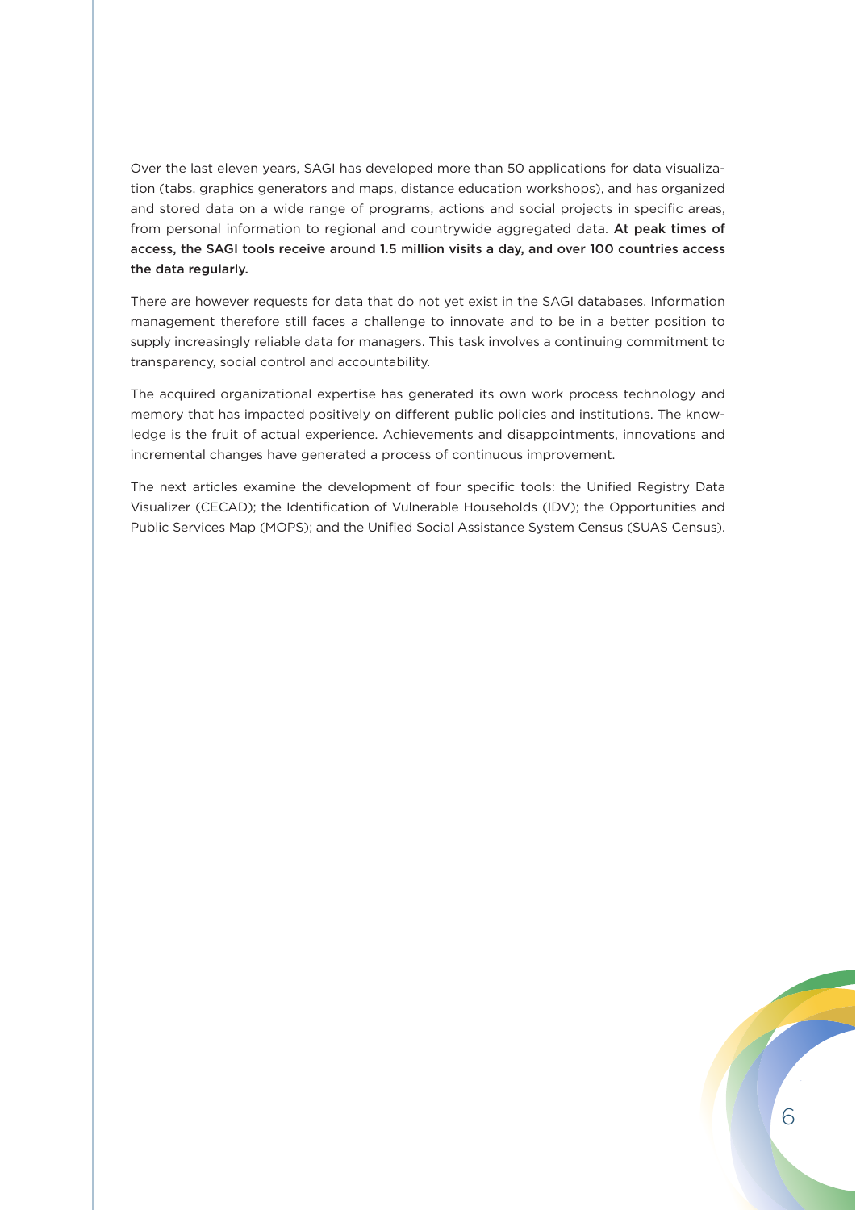Over the last eleven years, SAGI has developed more than 50 applications for data visualization (tabs, graphics generators and maps, distance education workshops), and has organized and stored data on a wide range of programs, actions and social projects in specific areas, from personal information to regional and countrywide aggregated data. **At peak times of access, the SAGI tools receive around 1.5 million visits a day, and over 100 countries access the data regularly.**

There are however requests for data that do not yet exist in the SAGI databases. Information management therefore still faces a challenge to innovate and to be in a better position to supply increasingly reliable data for managers. This task involves a continuing commitment to transparency, social control and accountability.

The acquired organizational expertise has generated its own work process technology and memory that has impacted positively on different public policies and institutions. The knowledge is the fruit of actual experience. Achievements and disappointments, innovations and incremental changes have generated a process of continuous improvement.

The next articles examine the development of four specific tools: the Unified Registry Data Visualizer (CECAD); the Identification of Vulnerable Households (IDV); the Opportunities and Public Services Map (MOPS); and the Unified Social Assistance System Census (SUAS Census).